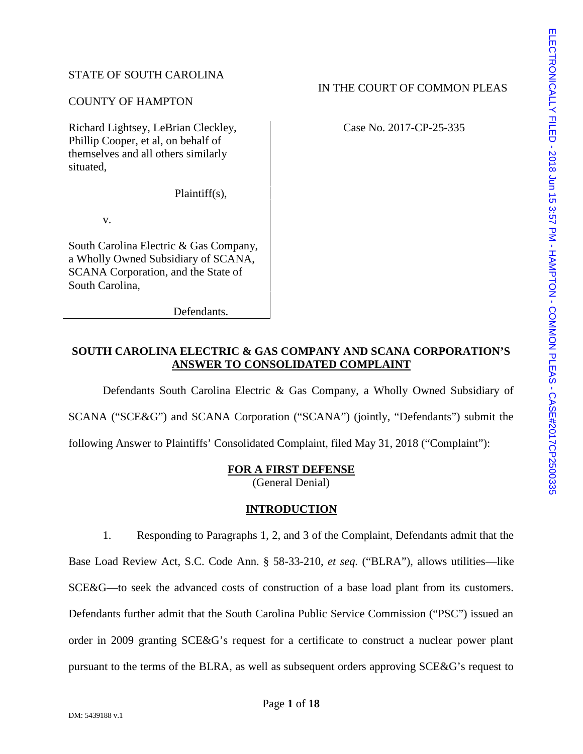STATE OF SOUTH CAROLINA

COUNTY OF HAMPTON

IN THE COURT OF COMMON PLEAS

Richard Lightsey, LeBrian Cleckley, Phillip Cooper, et al, on behalf of themselves and all others similarly situated,

Plaintiff(s),

v.

South Carolina Electric & Gas Company, a Wholly Owned Subsidiary of SCANA, SCANA Corporation, and the State of South Carolina,

Defendants.

Case No. 2017-CP-25-335

ELECTRONICALLY FILED - 2018 Jun 15 3:57 PM - HAMPTON - COMMON PLEAS - CASE#2017CP2500335

## SOUTH CAROLINA ELECTRIC & GAS COMPANY AND SCANA CORPORATION'S ANSWER TO CONSOLIDATED COMPLAINT

Defendants South Carolina Electric & Gas Company, a Wholly Owned Subsidiary of SCANA ("SCE&G") and SCANA Corporation ("SCANA") (jointly, "Defendants") submit the following Answer to Plaintiffs' Consolidated Complaint, filed May 31, 2018 ("Complaint"):

### FOR A FIRST DEFENSE
(General Denial)

### INTRODUCTION

1. Responding to Paragraphs 1, 2, and 3 of the Complaint, Defendants admit that the Base Load Review Act, S.C. Code Ann. § 58-33-210, *et seq.* ("BLRA"), allows utilities—like SCE&G—to seek the advanced costs of construction of a base load plant from its customers. Defendants further admit that the South Carolina Public Service Commission ("PSC") issued an order in 2009 granting SCE&G's request for a certificate to construct a nuclear power plant pursuant to the terms of the BLRA, as well as subsequent orders approving SCE&G's request to

DM: 5439188 v.1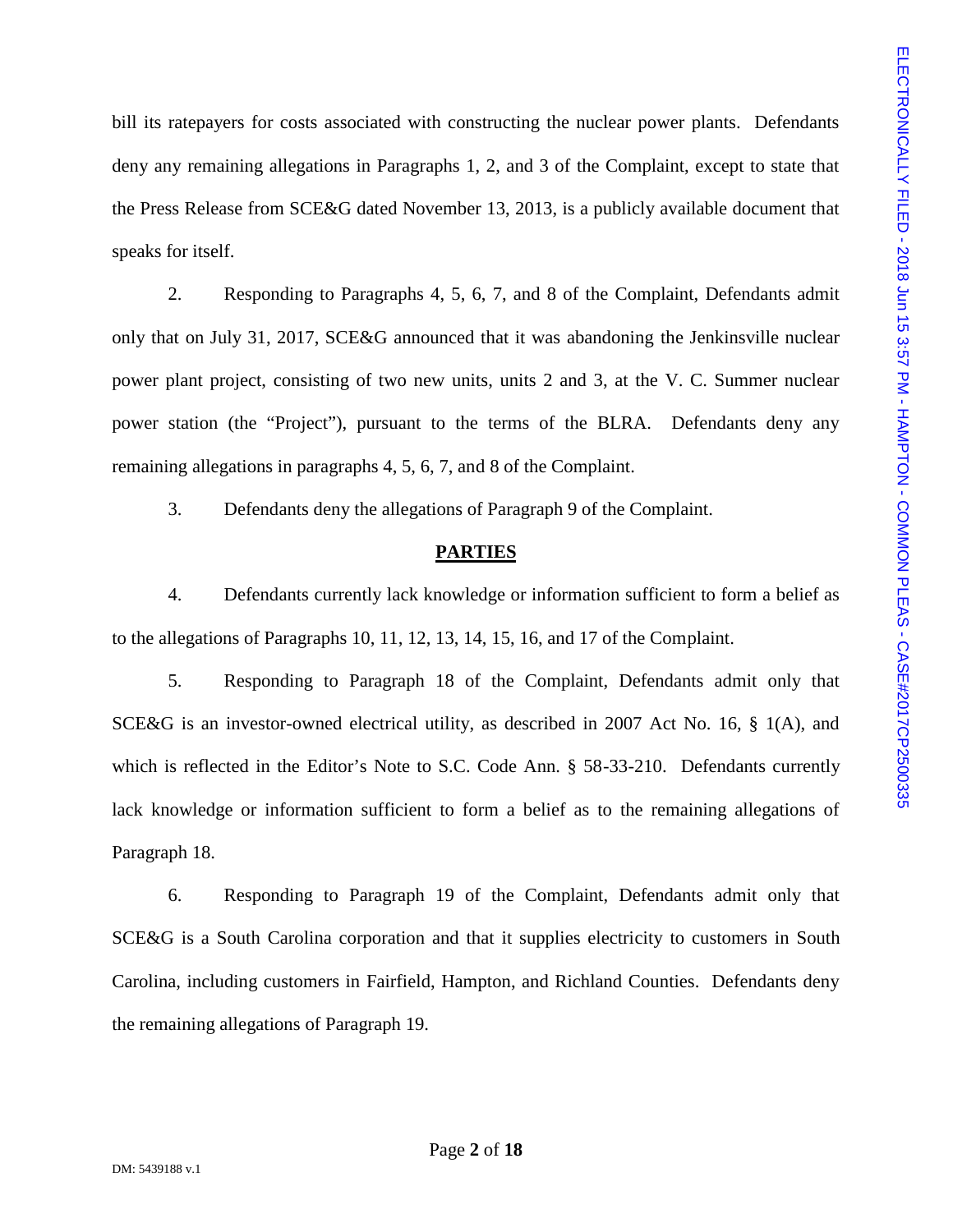bill its ratepayers for costs associated with constructing the nuclear power plants. Defendants deny any remaining allegations in Paragraphs 1, 2, and 3 of the Complaint, except to state that the Press Release from SCE&G dated November 13, 2013, is a publicly available document that speaks for itself.

2. Responding to Paragraphs 4, 5, 6, 7, and 8 of the Complaint, Defendants admit only that on July 31, 2017, SCE&G announced that it was abandoning the Jenkinsville nuclear power plant project, consisting of two new units, units 2 and 3, at the V. C. Summer nuclear power station (the "Project"), pursuant to the terms of the BLRA. Defendants deny any remaining allegations in paragraphs 4, 5, 6, 7, and 8 of the Complaint.

3. Defendants deny the allegations of Paragraph 9 of the Complaint.

**PARTIES**

4. Defendants currently lack knowledge or information sufficient to form a belief as to the allegations of Paragraphs 10, 11, 12, 13, 14, 15, 16, and 17 of the Complaint.

5. Responding to Paragraph 18 of the Complaint, Defendants admit only that SCE&G is an investor-owned electrical utility, as described in 2007 Act No. 16, § 1(A), and which is reflected in the Editor's Note to S.C. Code Ann. § 58-33-210. Defendants currently lack knowledge or information sufficient to form a belief as to the remaining allegations of Paragraph 18.

6. Responding to Paragraph 19 of the Complaint, Defendants admit only that SCE&G is a South Carolina corporation and that it supplies electricity to customers in South Carolina, including customers in Fairfield, Hampton, and Richland Counties. Defendants deny the remaining allegations of Paragraph 19.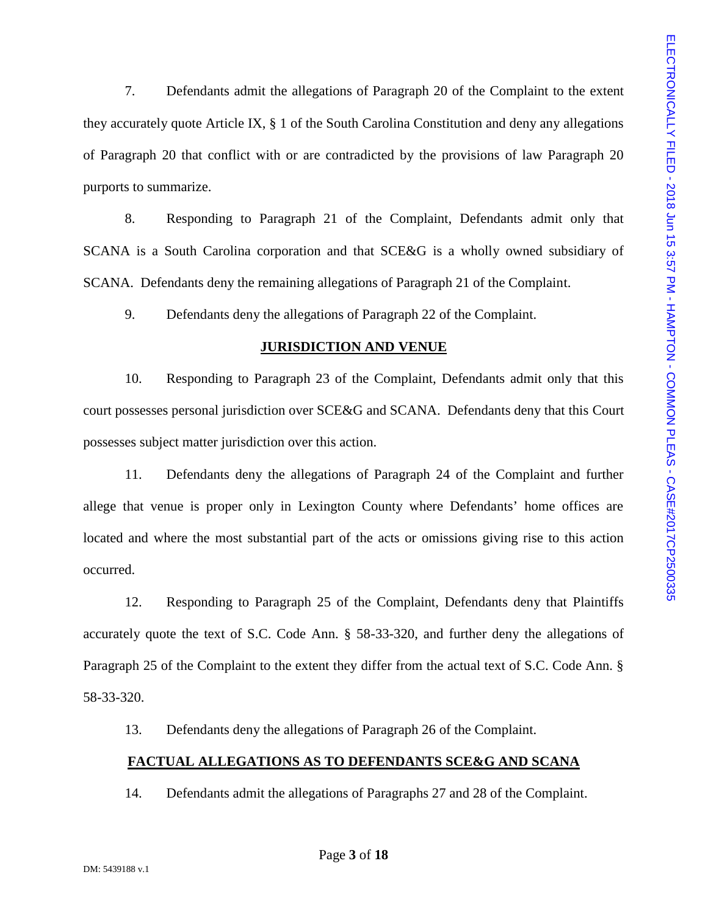7. Defendants admit the allegations of Paragraph 20 of the Complaint to the extent they accurately quote Article IX, § 1 of the South Carolina Constitution and deny any allegations of Paragraph 20 that conflict with or are contradicted by the provisions of law Paragraph 20 purports to summarize.

8. Responding to Paragraph 21 of the Complaint, Defendants admit only that SCANA is a South Carolina corporation and that SCE&G is a wholly owned subsidiary of SCANA. Defendants deny the remaining allegations of Paragraph 21 of the Complaint.

9. Defendants deny the allegations of Paragraph 22 of the Complaint.

**JURISDICTION AND VENUE**

10. Responding to Paragraph 23 of the Complaint, Defendants admit only that this court possesses personal jurisdiction over SCE&G and SCANA. Defendants deny that this Court possesses subject matter jurisdiction over this action.

11. Defendants deny the allegations of Paragraph 24 of the Complaint and further allege that venue is proper only in Lexington County where Defendants' home offices are located and where the most substantial part of the acts or omissions giving rise to this action occurred.

12. Responding to Paragraph 25 of the Complaint, Defendants deny that Plaintiffs accurately quote the text of S.C. Code Ann. § 58-33-320, and further deny the allegations of Paragraph 25 of the Complaint to the extent they differ from the actual text of S.C. Code Ann. § 58-33-320.

13. Defendants deny the allegations of Paragraph 26 of the Complaint.

**FACTUAL ALLEGATIONS AS TO DEFENDANTS SCE&G AND SCANA**

14. Defendants admit the allegations of Paragraphs 27 and 28 of the Complaint.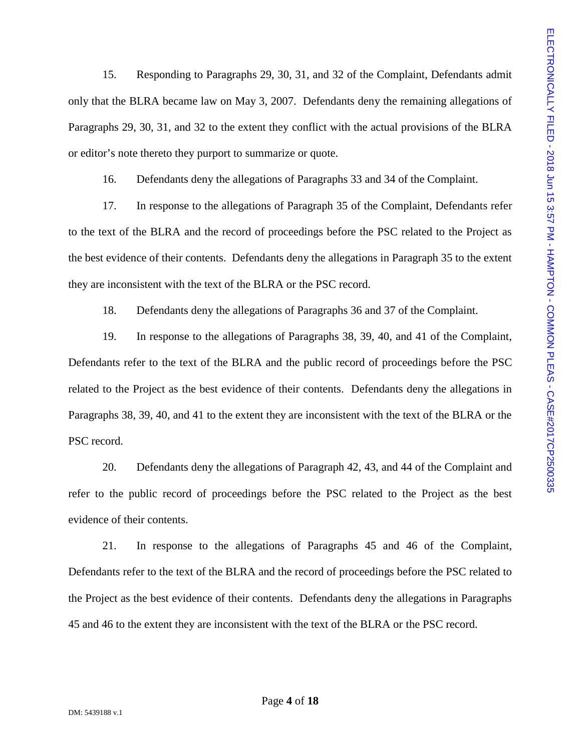15. Responding to Paragraphs 29, 30, 31, and 32 of the Complaint, Defendants admit only that the BLRA became law on May 3, 2007. Defendants deny the remaining allegations of Paragraphs 29, 30, 31, and 32 to the extent they conflict with the actual provisions of the BLRA or editor's note thereto they purport to summarize or quote.

16. Defendants deny the allegations of Paragraphs 33 and 34 of the Complaint.

17. In response to the allegations of Paragraph 35 of the Complaint, Defendants refer to the text of the BLRA and the record of proceedings before the PSC related to the Project as the best evidence of their contents. Defendants deny the allegations in Paragraph 35 to the extent they are inconsistent with the text of the BLRA or the PSC record.

18. Defendants deny the allegations of Paragraphs 36 and 37 of the Complaint.

19. In response to the allegations of Paragraphs 38, 39, 40, and 41 of the Complaint, Defendants refer to the text of the BLRA and the public record of proceedings before the PSC related to the Project as the best evidence of their contents. Defendants deny the allegations in Paragraphs 38, 39, 40, and 41 to the extent they are inconsistent with the text of the BLRA or the PSC record.

20. Defendants deny the allegations of Paragraph 42, 43, and 44 of the Complaint and refer to the public record of proceedings before the PSC related to the Project as the best evidence of their contents.

21. In response to the allegations of Paragraphs 45 and 46 of the Complaint, Defendants refer to the text of the BLRA and the record of proceedings before the PSC related to the Project as the best evidence of their contents. Defendants deny the allegations in Paragraphs 45 and 46 to the extent they are inconsistent with the text of the BLRA or the PSC record.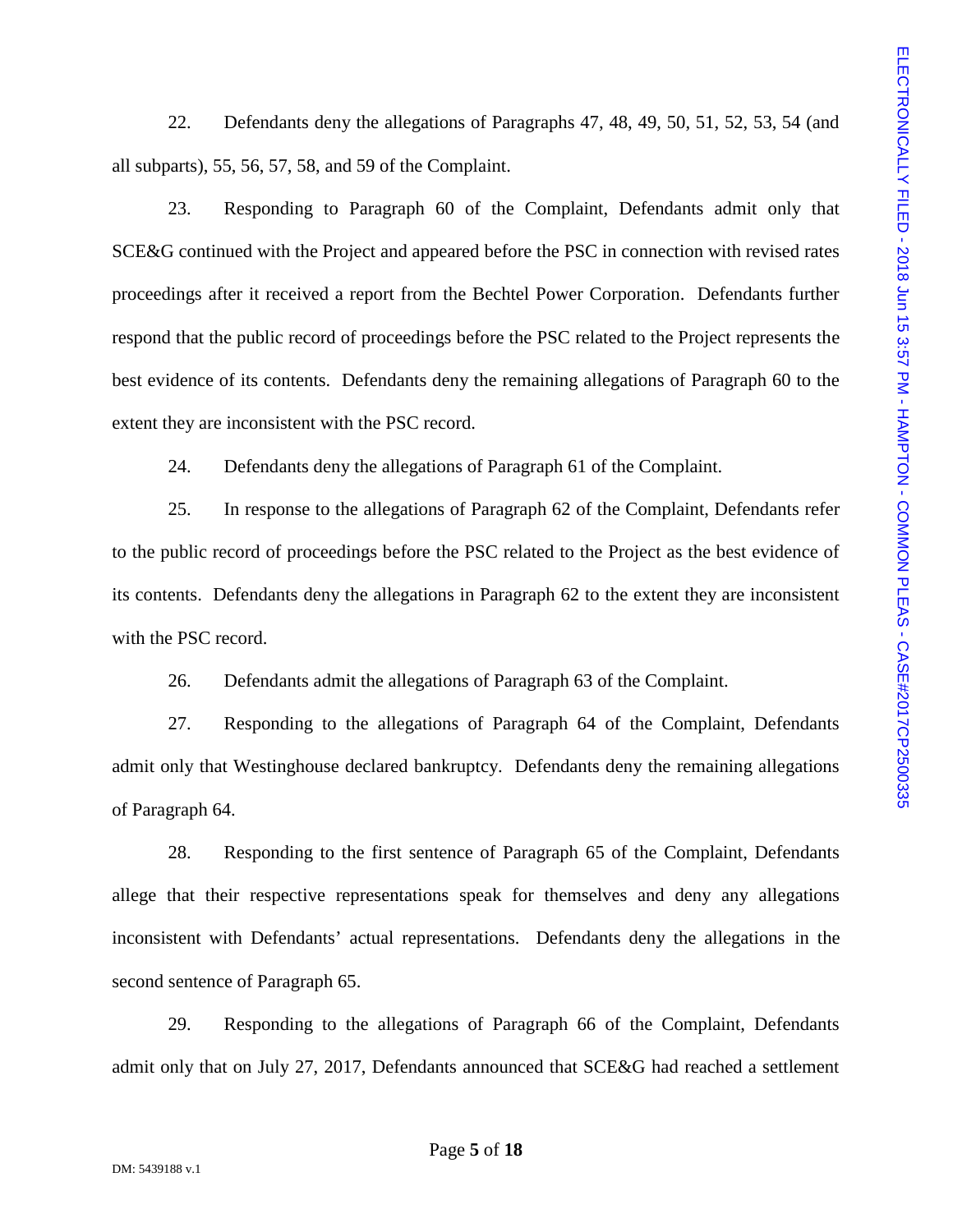22. Defendants deny the allegations of Paragraphs 47, 48, 49, 50, 51, 52, 53, 54 (and all subparts), 55, 56, 57, 58, and 59 of the Complaint.

23. Responding to Paragraph 60 of the Complaint, Defendants admit only that SCE&G continued with the Project and appeared before the PSC in connection with revised rates proceedings after it received a report from the Bechtel Power Corporation. Defendants further respond that the public record of proceedings before the PSC related to the Project represents the best evidence of its contents. Defendants deny the remaining allegations of Paragraph 60 to the extent they are inconsistent with the PSC record.

24. Defendants deny the allegations of Paragraph 61 of the Complaint.

25. In response to the allegations of Paragraph 62 of the Complaint, Defendants refer to the public record of proceedings before the PSC related to the Project as the best evidence of its contents. Defendants deny the allegations in Paragraph 62 to the extent they are inconsistent with the PSC record.

26. Defendants admit the allegations of Paragraph 63 of the Complaint.

27. Responding to the allegations of Paragraph 64 of the Complaint, Defendants admit only that Westinghouse declared bankruptcy. Defendants deny the remaining allegations of Paragraph 64.

28. Responding to the first sentence of Paragraph 65 of the Complaint, Defendants allege that their respective representations speak for themselves and deny any allegations inconsistent with Defendants' actual representations. Defendants deny the allegations in the second sentence of Paragraph 65.

29. Responding to the allegations of Paragraph 66 of the Complaint, Defendants admit only that on July 27, 2017, Defendants announced that SCE&G had reached a settlement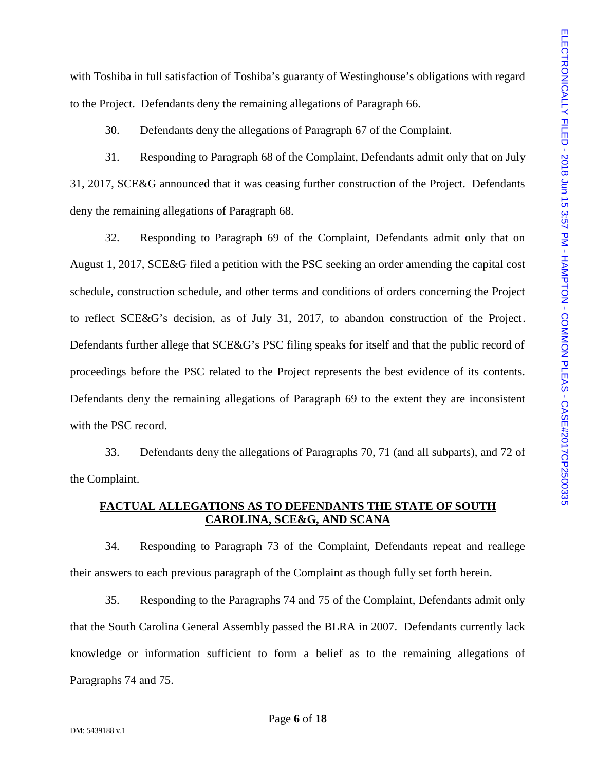with Toshiba in full satisfaction of Toshiba's guaranty of Westinghouse's obligations with regard to the Project. Defendants deny the remaining allegations of Paragraph 66.

30. Defendants deny the allegations of Paragraph 67 of the Complaint.

31. Responding to Paragraph 68 of the Complaint, Defendants admit only that on July 31, 2017, SCE&G announced that it was ceasing further construction of the Project. Defendants deny the remaining allegations of Paragraph 68.

32. Responding to Paragraph 69 of the Complaint, Defendants admit only that on August 1, 2017, SCE&G filed a petition with the PSC seeking an order amending the capital cost schedule, construction schedule, and other terms and conditions of orders concerning the Project to reflect SCE&G's decision, as of July 31, 2017, to abandon construction of the Project. Defendants further allege that SCE&G's PSC filing speaks for itself and that the public record of proceedings before the PSC related to the Project represents the best evidence of its contents. Defendants deny the remaining allegations of Paragraph 69 to the extent they are inconsistent with the PSC record.

33. Defendants deny the allegations of Paragraphs 70, 71 (and all subparts), and 72 of the Complaint.

## FACTUAL ALLEGATIONS AS TO DEFENDANTS THE STATE OF SOUTH CAROLINA, SCE&G, AND SCANA

34. Responding to Paragraph 73 of the Complaint, Defendants repeat and reallege their answers to each previous paragraph of the Complaint as though fully set forth herein.

35. Responding to the Paragraphs 74 and 75 of the Complaint, Defendants admit only that the South Carolina General Assembly passed the BLRA in 2007. Defendants currently lack knowledge or information sufficient to form a belief as to the remaining allegations of Paragraphs 74 and 75.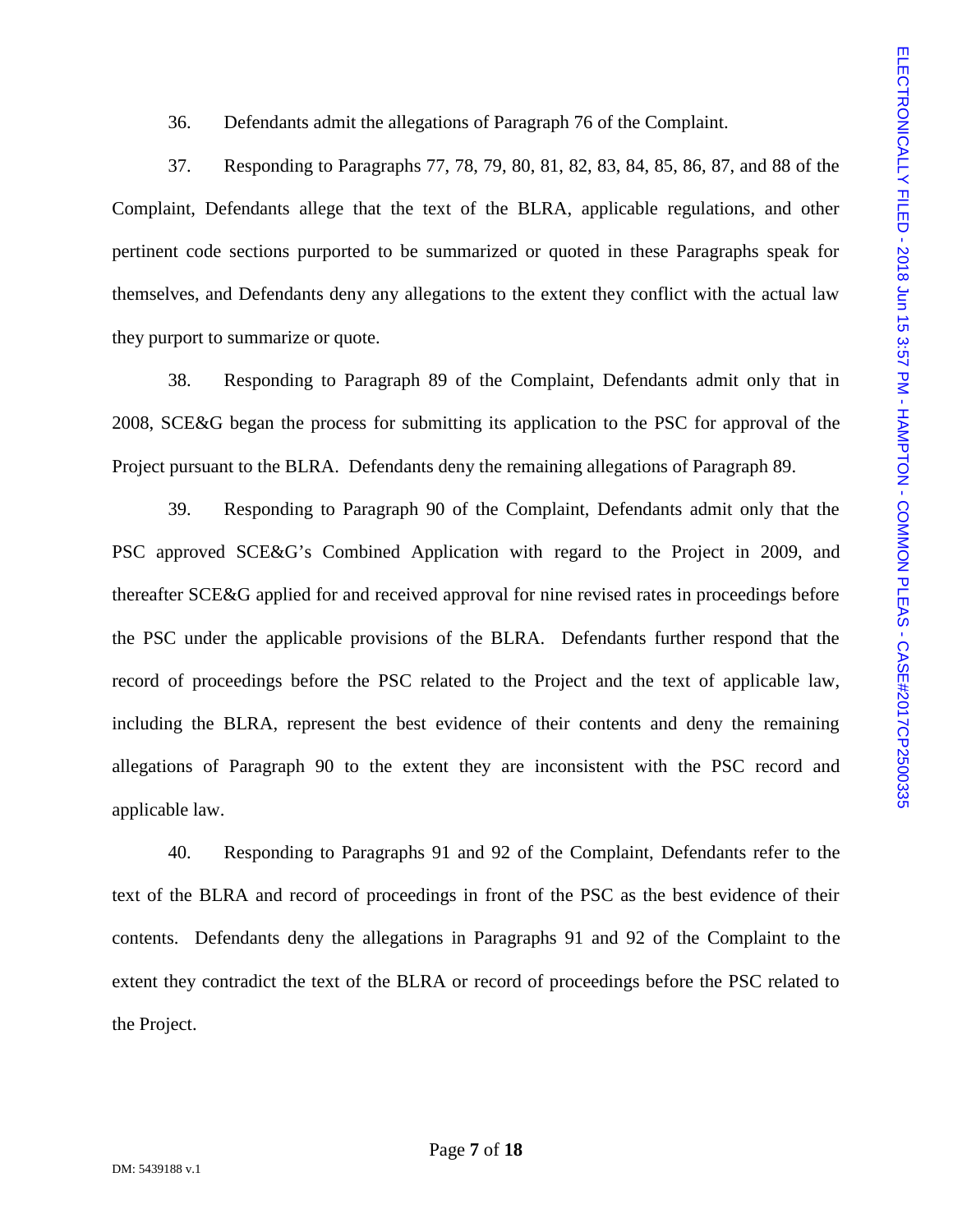36. Defendants admit the allegations of Paragraph 76 of the Complaint.

37. Responding to Paragraphs 77, 78, 79, 80, 81, 82, 83, 84, 85, 86, 87, and 88 of the Complaint, Defendants allege that the text of the BLRA, applicable regulations, and other pertinent code sections purported to be summarized or quoted in these Paragraphs speak for themselves, and Defendants deny any allegations to the extent they conflict with the actual law they purport to summarize or quote.

38. Responding to Paragraph 89 of the Complaint, Defendants admit only that in 2008, SCE&G began the process for submitting its application to the PSC for approval of the Project pursuant to the BLRA. Defendants deny the remaining allegations of Paragraph 89.

39. Responding to Paragraph 90 of the Complaint, Defendants admit only that the PSC approved SCE&G's Combined Application with regard to the Project in 2009, and thereafter SCE&G applied for and received approval for nine revised rates in proceedings before the PSC under the applicable provisions of the BLRA. Defendants further respond that the record of proceedings before the PSC related to the Project and the text of applicable law, including the BLRA, represent the best evidence of their contents and deny the remaining allegations of Paragraph 90 to the extent they are inconsistent with the PSC record and applicable law.

40. Responding to Paragraphs 91 and 92 of the Complaint, Defendants refer to the text of the BLRA and record of proceedings in front of the PSC as the best evidence of their contents. Defendants deny the allegations in Paragraphs 91 and 92 of the Complaint to the extent they contradict the text of the BLRA or record of proceedings before the PSC related to the Project.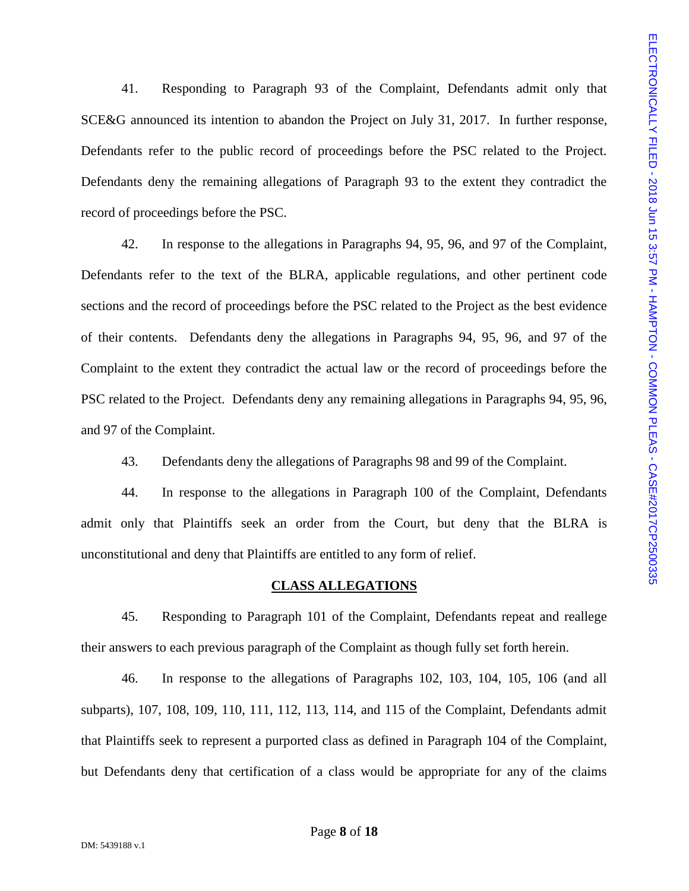41. Responding to Paragraph 93 of the Complaint, Defendants admit only that SCE&G announced its intention to abandon the Project on July 31, 2017. In further response, Defendants refer to the public record of proceedings before the PSC related to the Project. Defendants deny the remaining allegations of Paragraph 93 to the extent they contradict the record of proceedings before the PSC.

42. In response to the allegations in Paragraphs 94, 95, 96, and 97 of the Complaint, Defendants refer to the text of the BLRA, applicable regulations, and other pertinent code sections and the record of proceedings before the PSC related to the Project as the best evidence of their contents. Defendants deny the allegations in Paragraphs 94, 95, 96, and 97 of the Complaint to the extent they contradict the actual law or the record of proceedings before the PSC related to the Project. Defendants deny any remaining allegations in Paragraphs 94, 95, 96, and 97 of the Complaint.

43. Defendants deny the allegations of Paragraphs 98 and 99 of the Complaint.

44. In response to the allegations in Paragraph 100 of the Complaint, Defendants admit only that Plaintiffs seek an order from the Court, but deny that the BLRA is unconstitutional and deny that Plaintiffs are entitled to any form of relief.

**CLASS ALLEGATIONS**

45. Responding to Paragraph 101 of the Complaint, Defendants repeat and reallege their answers to each previous paragraph of the Complaint as though fully set forth herein.

46. In response to the allegations of Paragraphs 102, 103, 104, 105, 106 (and all subparts), 107, 108, 109, 110, 111, 112, 113, 114, and 115 of the Complaint, Defendants admit that Plaintiffs seek to represent a purported class as defined in Paragraph 104 of the Complaint, but Defendants deny that certification of a class would be appropriate for any of the claims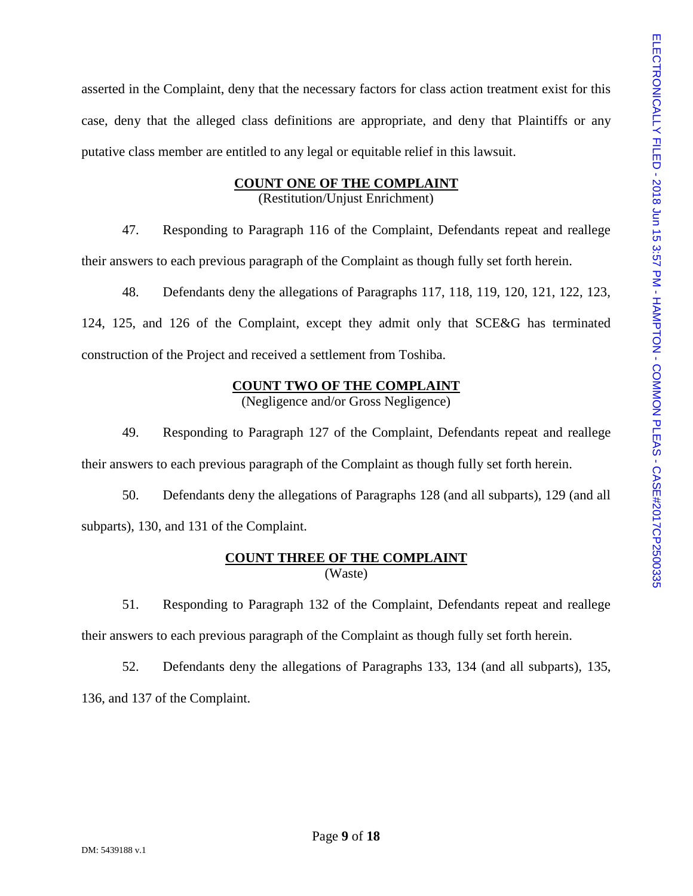asserted in the Complaint, deny that the necessary factors for class action treatment exist for this case, deny that the alleged class definitions are appropriate, and deny that Plaintiffs or any putative class member are entitled to any legal or equitable relief in this lawsuit.

**COUNT ONE OF THE COMPLAINT**
(Restitution/Unjust Enrichment)

47. Responding to Paragraph 116 of the Complaint, Defendants repeat and reallege their answers to each previous paragraph of the Complaint as though fully set forth herein.

48. Defendants deny the allegations of Paragraphs 117, 118, 119, 120, 121, 122, 123, 124, 125, and 126 of the Complaint, except they admit only that SCE&G has terminated construction of the Project and received a settlement from Toshiba.

**COUNT TWO OF THE COMPLAINT**
(Negligence and/or Gross Negligence)

49. Responding to Paragraph 127 of the Complaint, Defendants repeat and reallege their answers to each previous paragraph of the Complaint as though fully set forth herein.

50. Defendants deny the allegations of Paragraphs 128 (and all subparts), 129 (and all subparts), 130, and 131 of the Complaint.

**COUNT THREE OF THE COMPLAINT**
(Waste)

51. Responding to Paragraph 132 of the Complaint, Defendants repeat and reallege their answers to each previous paragraph of the Complaint as though fully set forth herein.

52. Defendants deny the allegations of Paragraphs 133, 134 (and all subparts), 135, 136, and 137 of the Complaint.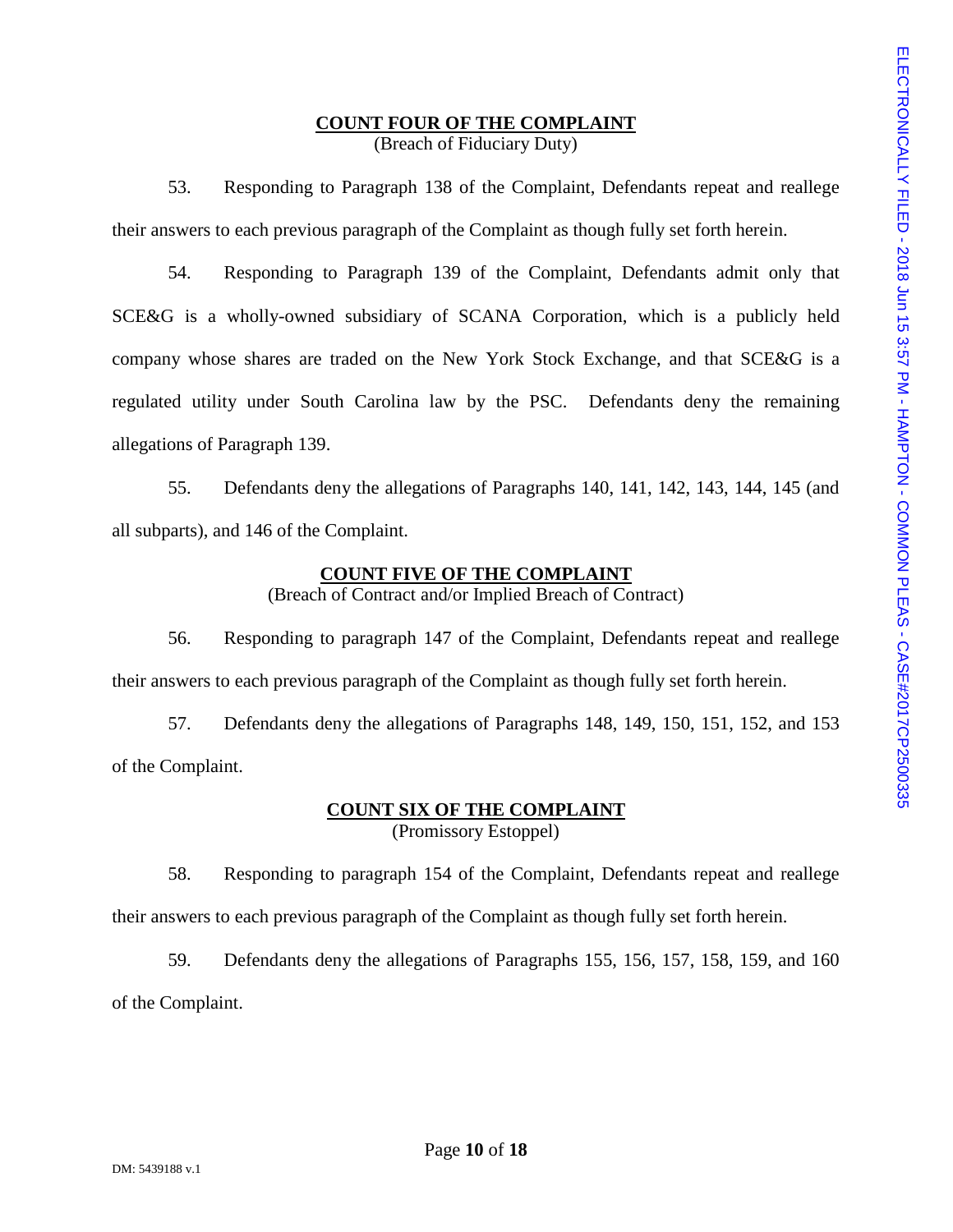## COUNT FOUR OF THE COMPLAINT

(Breach of Fiduciary Duty)

53. Responding to Paragraph 138 of the Complaint, Defendants repeat and reallege their answers to each previous paragraph of the Complaint as though fully set forth herein.

54. Responding to Paragraph 139 of the Complaint, Defendants admit only that SCE&G is a wholly-owned subsidiary of SCANA Corporation, which is a publicly held company whose shares are traded on the New York Stock Exchange, and that SCE&G is a regulated utility under South Carolina law by the PSC. Defendants deny the remaining allegations of Paragraph 139.

55. Defendants deny the allegations of Paragraphs 140, 141, 142, 143, 144, 145 (and all subparts), and 146 of the Complaint.

## COUNT FIVE OF THE COMPLAINT

(Breach of Contract and/or Implied Breach of Contract)

56. Responding to paragraph 147 of the Complaint, Defendants repeat and reallege their answers to each previous paragraph of the Complaint as though fully set forth herein.

57. Defendants deny the allegations of Paragraphs 148, 149, 150, 151, 152, and 153 of the Complaint.

## COUNT SIX OF THE COMPLAINT

(Promissory Estoppel)

58. Responding to paragraph 154 of the Complaint, Defendants repeat and reallege their answers to each previous paragraph of the Complaint as though fully set forth herein.

59. Defendants deny the allegations of Paragraphs 155, 156, 157, 158, 159, and 160 of the Complaint.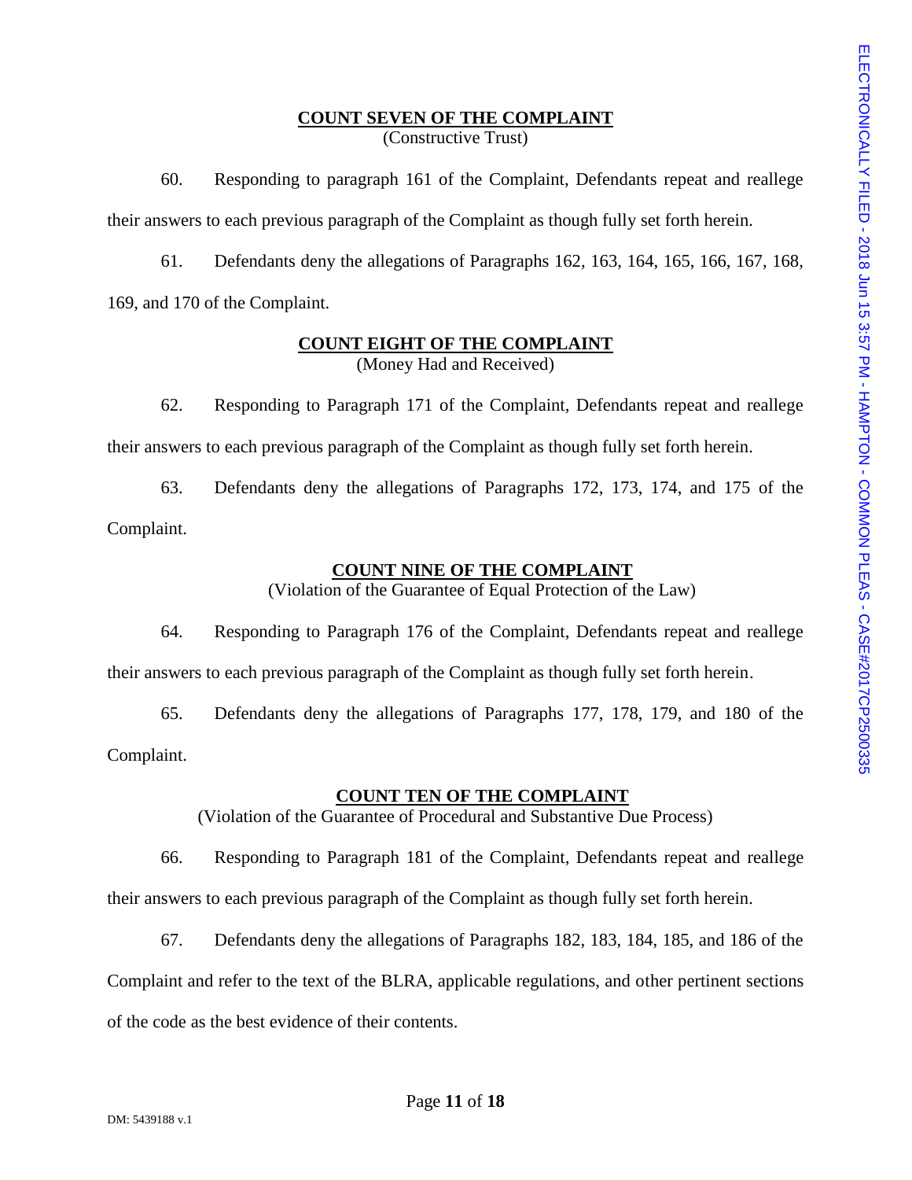**COUNT SEVEN OF THE COMPLAINT**
(Constructive Trust)

60. Responding to paragraph 161 of the Complaint, Defendants repeat and reallege their answers to each previous paragraph of the Complaint as though fully set forth herein.

61. Defendants deny the allegations of Paragraphs 162, 163, 164, 165, 166, 167, 168, 169, and 170 of the Complaint.

**COUNT EIGHT OF THE COMPLAINT**
(Money Had and Received)

62. Responding to Paragraph 171 of the Complaint, Defendants repeat and reallege their answers to each previous paragraph of the Complaint as though fully set forth herein.

63. Defendants deny the allegations of Paragraphs 172, 173, 174, and 175 of the Complaint.

**COUNT NINE OF THE COMPLAINT**
(Violation of the Guarantee of Equal Protection of the Law)

64. Responding to Paragraph 176 of the Complaint, Defendants repeat and reallege their answers to each previous paragraph of the Complaint as though fully set forth herein.

65. Defendants deny the allegations of Paragraphs 177, 178, 179, and 180 of the Complaint.

**COUNT TEN OF THE COMPLAINT**
(Violation of the Guarantee of Procedural and Substantive Due Process)

66. Responding to Paragraph 181 of the Complaint, Defendants repeat and reallege their answers to each previous paragraph of the Complaint as though fully set forth herein.

67. Defendants deny the allegations of Paragraphs 182, 183, 184, 185, and 186 of the Complaint and refer to the text of the BLRA, applicable regulations, and other pertinent sections of the code as the best evidence of their contents.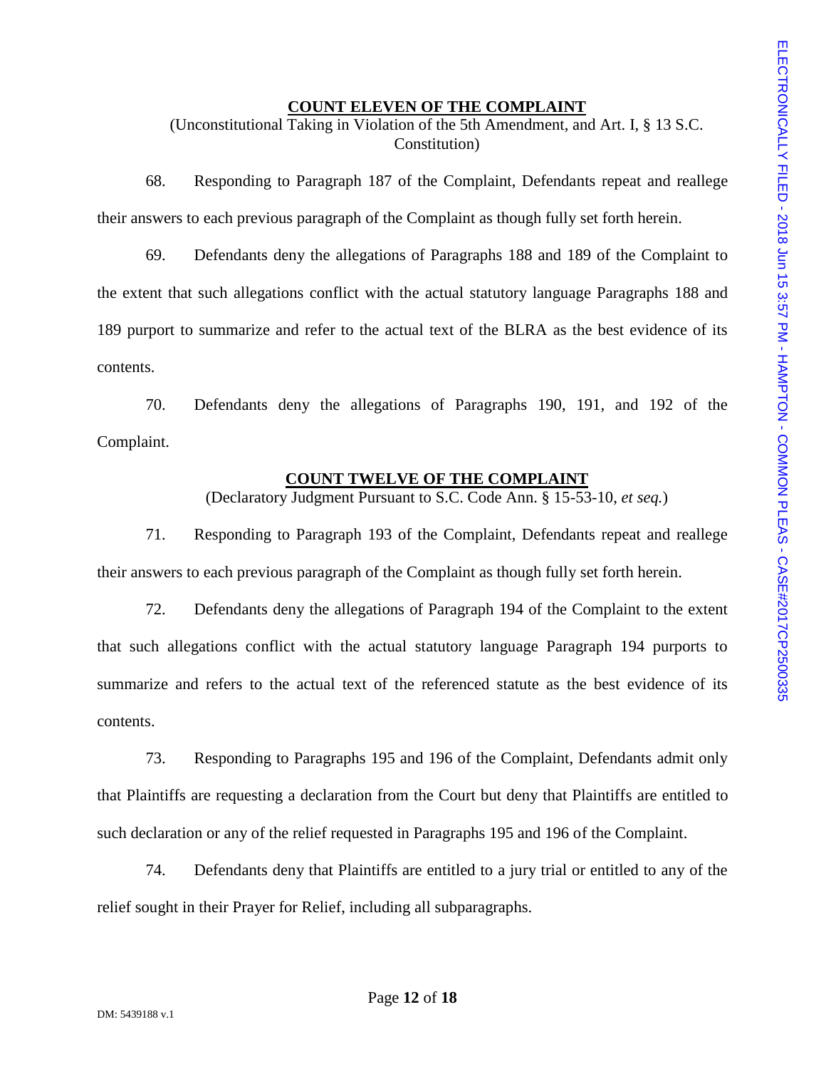**COUNT ELEVEN OF THE COMPLAINT**

(Unconstitutional Taking in Violation of the 5th Amendment, and Art. I, § 13 S.C. Constitution)

68. Responding to Paragraph 187 of the Complaint, Defendants repeat and reallege their answers to each previous paragraph of the Complaint as though fully set forth herein.

69. Defendants deny the allegations of Paragraphs 188 and 189 of the Complaint to the extent that such allegations conflict with the actual statutory language Paragraphs 188 and 189 purport to summarize and refer to the actual text of the BLRA as the best evidence of its contents.

70. Defendants deny the allegations of Paragraphs 190, 191, and 192 of the Complaint.

**COUNT TWELVE OF THE COMPLAINT**

(Declaratory Judgment Pursuant to S.C. Code Ann. § 15-53-10, *et seq.*)

71. Responding to Paragraph 193 of the Complaint, Defendants repeat and reallege their answers to each previous paragraph of the Complaint as though fully set forth herein.

72. Defendants deny the allegations of Paragraph 194 of the Complaint to the extent that such allegations conflict with the actual statutory language Paragraph 194 purports to summarize and refers to the actual text of the referenced statute as the best evidence of its contents.

73. Responding to Paragraphs 195 and 196 of the Complaint, Defendants admit only that Plaintiffs are requesting a declaration from the Court but deny that Plaintiffs are entitled to such declaration or any of the relief requested in Paragraphs 195 and 196 of the Complaint.

74. Defendants deny that Plaintiffs are entitled to a jury trial or entitled to any of the relief sought in their Prayer for Relief, including all subparagraphs.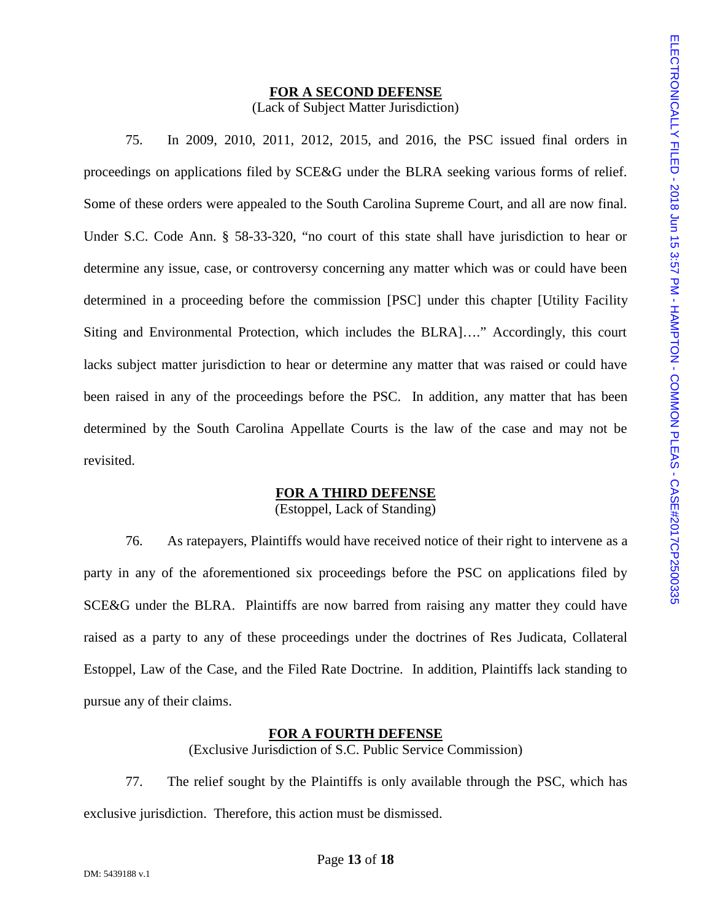**FOR A SECOND DEFENSE**
(Lack of Subject Matter Jurisdiction)

75. In 2009, 2010, 2011, 2012, 2015, and 2016, the PSC issued final orders in proceedings on applications filed by SCE&G under the BLRA seeking various forms of relief. Some of these orders were appealed to the South Carolina Supreme Court, and all are now final. Under S.C. Code Ann. § 58-33-320, "no court of this state shall have jurisdiction to hear or determine any issue, case, or controversy concerning any matter which was or could have been determined in a proceeding before the commission [PSC] under this chapter [Utility Facility Siting and Environmental Protection, which includes the BLRA]…." Accordingly, this court lacks subject matter jurisdiction to hear or determine any matter that was raised or could have been raised in any of the proceedings before the PSC. In addition, any matter that has been determined by the South Carolina Appellate Courts is the law of the case and may not be revisited.

**FOR A THIRD DEFENSE**
(Estoppel, Lack of Standing)

76. As ratepayers, Plaintiffs would have received notice of their right to intervene as a party in any of the aforementioned six proceedings before the PSC on applications filed by SCE&G under the BLRA. Plaintiffs are now barred from raising any matter they could have raised as a party to any of these proceedings under the doctrines of Res Judicata, Collateral Estoppel, Law of the Case, and the Filed Rate Doctrine. In addition, Plaintiffs lack standing to pursue any of their claims.

**FOR A FOURTH DEFENSE**
(Exclusive Jurisdiction of S.C. Public Service Commission)

77. The relief sought by the Plaintiffs is only available through the PSC, which has exclusive jurisdiction. Therefore, this action must be dismissed.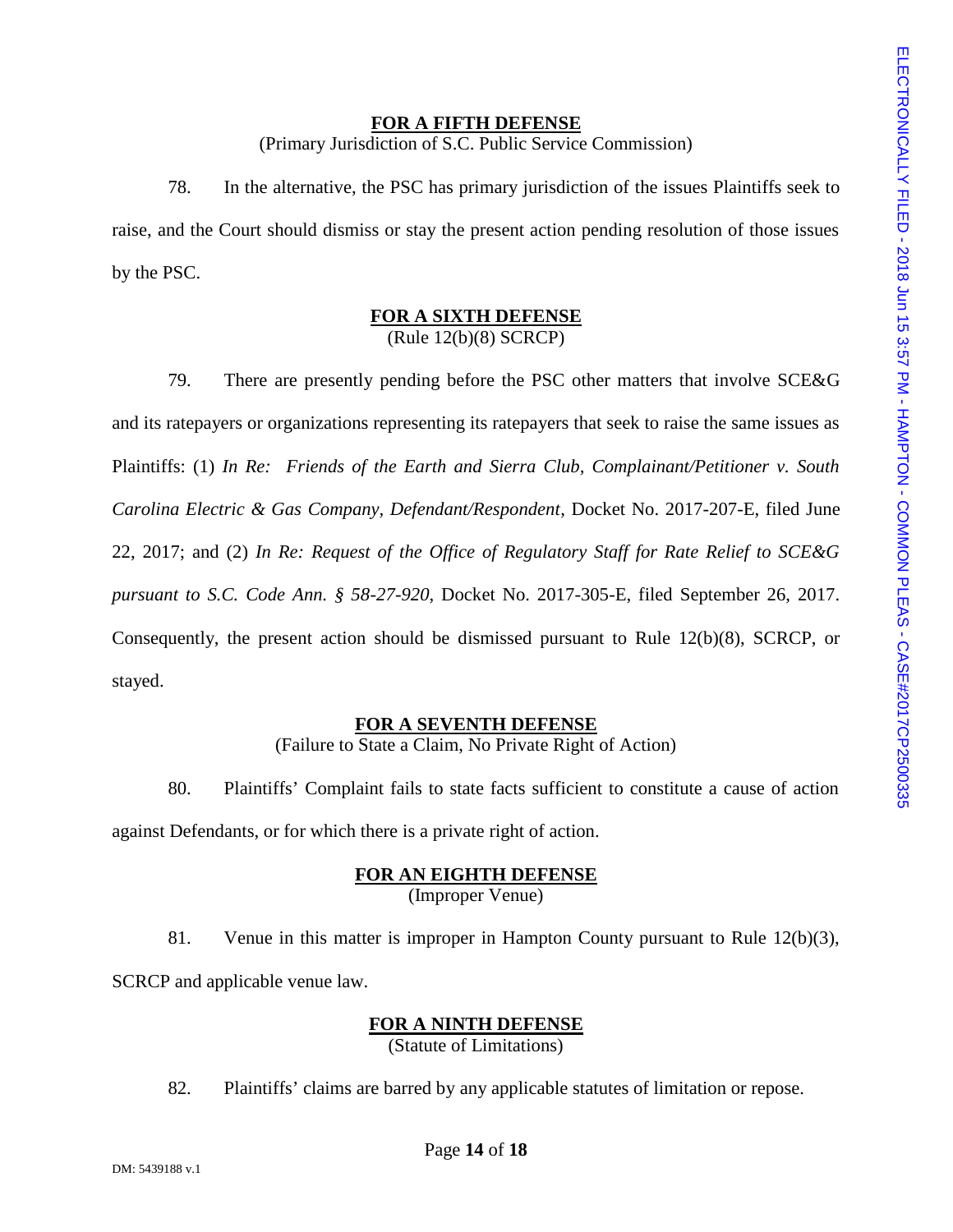**FOR A FIFTH DEFENSE**
(Primary Jurisdiction of S.C. Public Service Commission)

78. In the alternative, the PSC has primary jurisdiction of the issues Plaintiffs seek to raise, and the Court should dismiss or stay the present action pending resolution of those issues by the PSC.

**FOR A SIXTH DEFENSE**
(Rule 12(b)(8) SCRCP)

79. There are presently pending before the PSC other matters that involve SCE&G and its ratepayers or organizations representing its ratepayers that seek to raise the same issues as Plaintiffs: (1) *In Re: Friends of the Earth and Sierra Club, Complainant/Petitioner v. South Carolina Electric & Gas Company, Defendant/Respondent*, Docket No. 2017-207-E, filed June 22, 2017; and (2) *In Re: Request of the Office of Regulatory Staff for Rate Relief to SCE&G pursuant to S.C. Code Ann. § 58-27-920*, Docket No. 2017-305-E, filed September 26, 2017. Consequently, the present action should be dismissed pursuant to Rule 12(b)(8), SCRCP, or stayed.

**FOR A SEVENTH DEFENSE**
(Failure to State a Claim, No Private Right of Action)

80. Plaintiffs' Complaint fails to state facts sufficient to constitute a cause of action against Defendants, or for which there is a private right of action.

**FOR AN EIGHTH DEFENSE**
(Improper Venue)

81. Venue in this matter is improper in Hampton County pursuant to Rule 12(b)(3), SCRCP and applicable venue law.

**FOR A NINTH DEFENSE**
(Statute of Limitations)

82. Plaintiffs' claims are barred by any applicable statutes of limitation or repose.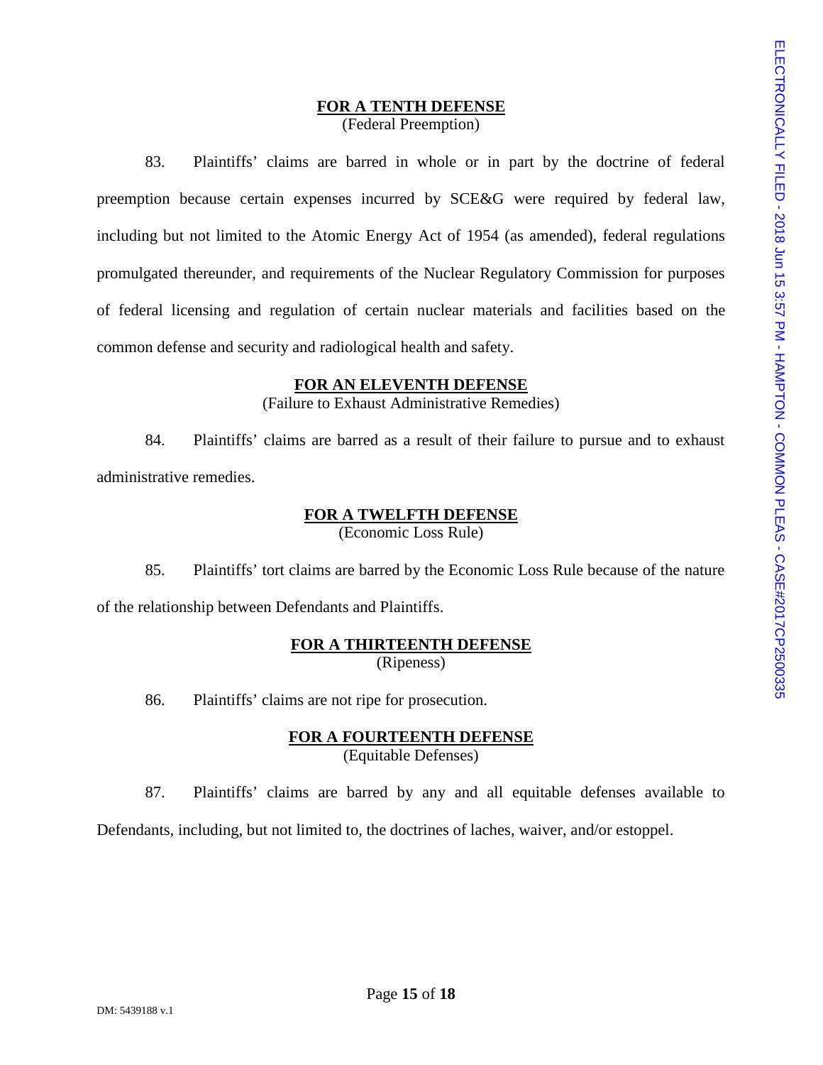**FOR A TENTH DEFENSE**
(Federal Preemption)

83. Plaintiffs' claims are barred in whole or in part by the doctrine of federal preemption because certain expenses incurred by SCE&G were required by federal law, including but not limited to the Atomic Energy Act of 1954 (as amended), federal regulations promulgated thereunder, and requirements of the Nuclear Regulatory Commission for purposes of federal licensing and regulation of certain nuclear materials and facilities based on the common defense and security and radiological health and safety.

**FOR AN ELEVENTH DEFENSE**
(Failure to Exhaust Administrative Remedies)

84. Plaintiffs' claims are barred as a result of their failure to pursue and to exhaust administrative remedies.

**FOR A TWELFTH DEFENSE**
(Economic Loss Rule)

85. Plaintiffs' tort claims are barred by the Economic Loss Rule because of the nature of the relationship between Defendants and Plaintiffs.

**FOR A THIRTEENTH DEFENSE**
(Ripeness)

86. Plaintiffs' claims are not ripe for prosecution.

**FOR A FOURTEENTH DEFENSE**
(Equitable Defenses)

87. Plaintiffs' claims are barred by any and all equitable defenses available to Defendants, including, but not limited to, the doctrines of laches, waiver, and/or estoppel.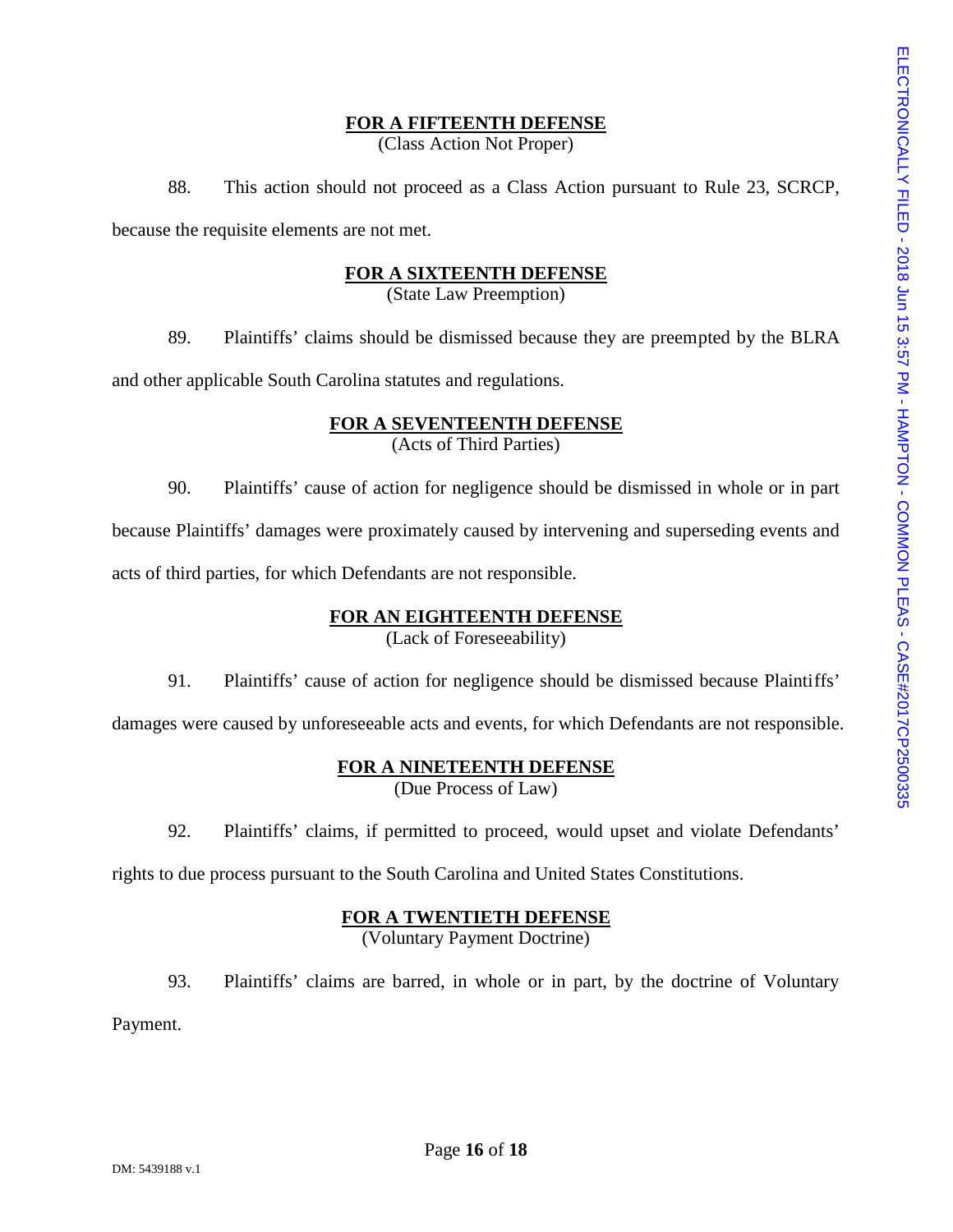**FOR A FIFTEENTH DEFENSE**
(Class Action Not Proper)

88. This action should not proceed as a Class Action pursuant to Rule 23, SCRCP, because the requisite elements are not met.

**FOR A SIXTEENTH DEFENSE**
(State Law Preemption)

89. Plaintiffs' claims should be dismissed because they are preempted by the BLRA and other applicable South Carolina statutes and regulations.

**FOR A SEVENTEENTH DEFENSE**
(Acts of Third Parties)

90. Plaintiffs' cause of action for negligence should be dismissed in whole or in part because Plaintiffs' damages were proximately caused by intervening and superseding events and acts of third parties, for which Defendants are not responsible.

**FOR AN EIGHTEENTH DEFENSE**
(Lack of Foreseeability)

91. Plaintiffs' cause of action for negligence should be dismissed because Plaintiffs' damages were caused by unforeseeable acts and events, for which Defendants are not responsible.

**FOR A NINETEENTH DEFENSE**
(Due Process of Law)

92. Plaintiffs' claims, if permitted to proceed, would upset and violate Defendants' rights to due process pursuant to the South Carolina and United States Constitutions.

**FOR A TWENTIETH DEFENSE**
(Voluntary Payment Doctrine)

93. Plaintiffs' claims are barred, in whole or in part, by the doctrine of Voluntary Payment.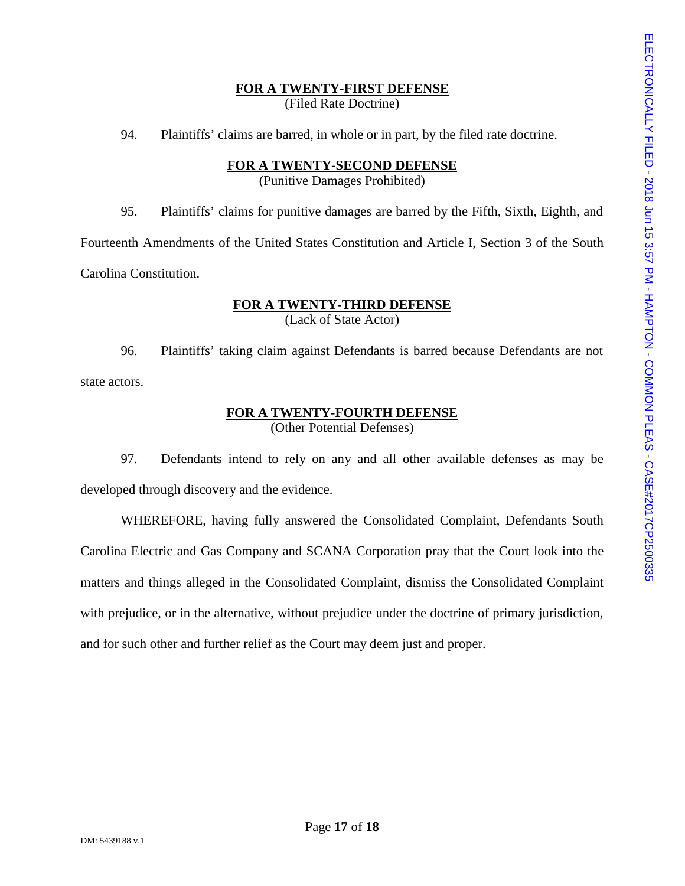**FOR A TWENTY-FIRST DEFENSE**
(Filed Rate Doctrine)

94. Plaintiffs' claims are barred, in whole or in part, by the filed rate doctrine.

**FOR A TWENTY-SECOND DEFENSE**
(Punitive Damages Prohibited)

95. Plaintiffs' claims for punitive damages are barred by the Fifth, Sixth, Eighth, and Fourteenth Amendments of the United States Constitution and Article I, Section 3 of the South Carolina Constitution.

**FOR A TWENTY-THIRD DEFENSE**
(Lack of State Actor)

96. Plaintiffs' taking claim against Defendants is barred because Defendants are not state actors.

**FOR A TWENTY-FOURTH DEFENSE**
(Other Potential Defenses)

97. Defendants intend to rely on any and all other available defenses as may be developed through discovery and the evidence.

WHEREFORE, having fully answered the Consolidated Complaint, Defendants South Carolina Electric and Gas Company and SCANA Corporation pray that the Court look into the matters and things alleged in the Consolidated Complaint, dismiss the Consolidated Complaint with prejudice, or in the alternative, without prejudice under the doctrine of primary jurisdiction, and for such other and further relief as the Court may deem just and proper.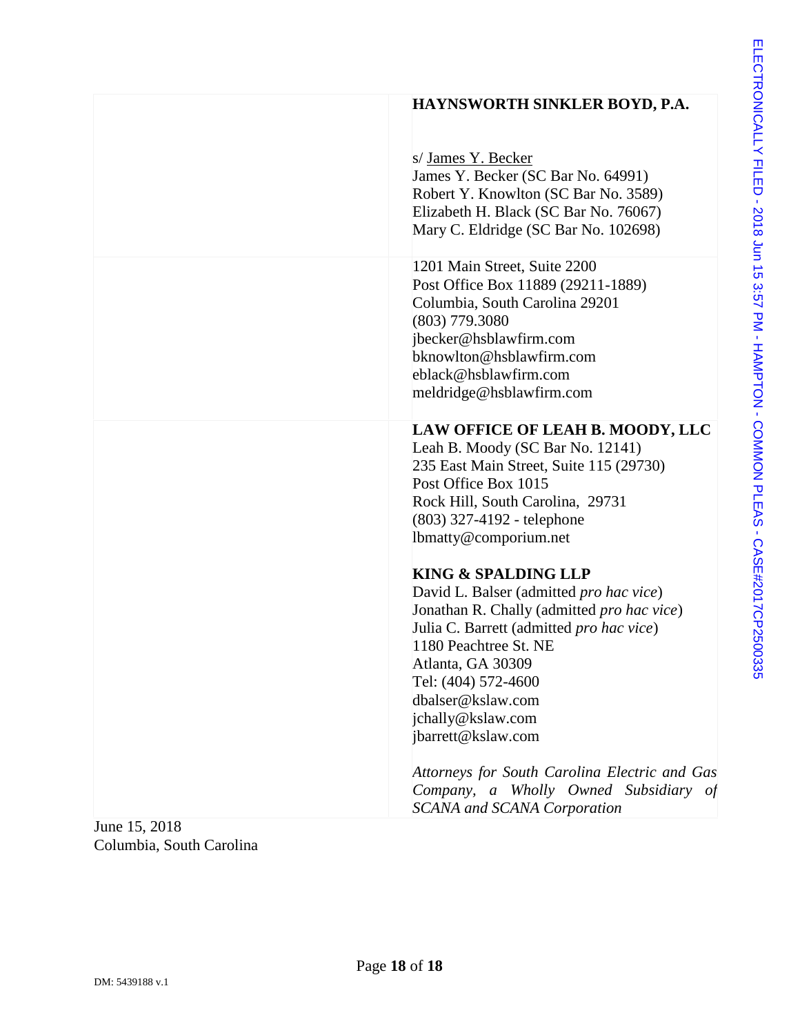**HAYNSWORTH SINKLER BOYD, P.A.**

s/ James Y. Becker
James Y. Becker (SC Bar No. 64991)
Robert Y. Knowlton (SC Bar No. 3589)
Elizabeth H. Black (SC Bar No. 76067)
Mary C. Eldridge (SC Bar No. 102698)

1201 Main Street, Suite 2200
Post Office Box 11889 (29211-1889)
Columbia, South Carolina 29201
(803) 779.3080
jbecker@hsblawfirm.com
bknowlton@hsblawfirm.com
eblack@hsblawfirm.com
meldridge@hsblawfirm.com

**LAW OFFICE OF LEAH B. MOODY, LLC**
Leah B. Moody (SC Bar No. 12141)
235 East Main Street, Suite 115 (29730)
Post Office Box 1015
Rock Hill, South Carolina, 29731
(803) 327-4192 - telephone
lbmatty@comporium.net

**KING & SPALDING LLP**
David L. Balser (admitted *pro hac vice*)
Jonathan R. Chally (admitted *pro hac vice*)
Julia C. Barrett (admitted *pro hac vice*)
1180 Peachtree St. NE
Atlanta, GA 30309
Tel: (404) 572-4600
dbalser@kslaw.com
jchally@kslaw.com
jbarrett@kslaw.com

*Attorneys for South Carolina Electric and Gas Company, a Wholly Owned Subsidiary of SCANA and SCANA Corporation*

June 15, 2018
Columbia, South Carolina

DM: 5439188 v.1